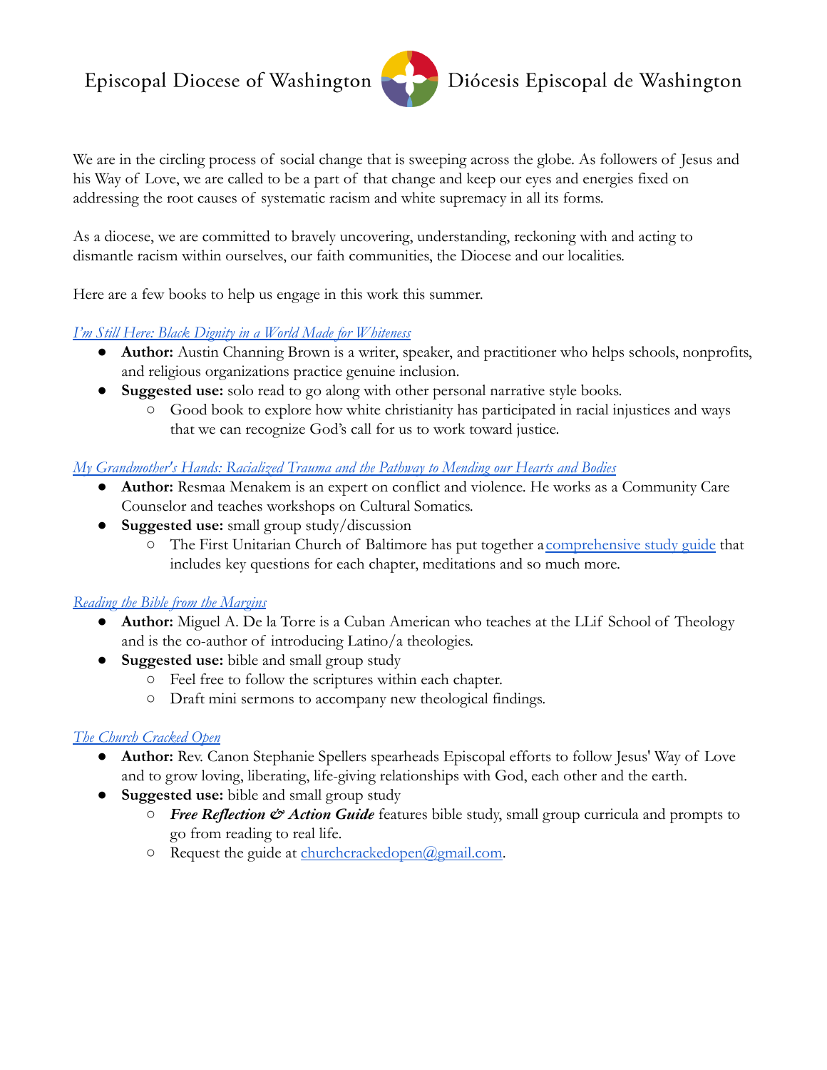Episcopal Diocese of Washington Diócesis Episcopal de Washington

We are in the circling process of social change that is sweeping across the globe. As followers of Jesus and his Way of Love, we are called to be a part of that change and keep our eyes and energies fixed on addressing the root causes of systematic racism and white supremacy in all its forms.

As a diocese, we are committed to bravely uncovering, understanding, reckoning with and acting to dismantle racism within ourselves, our faith communities, the Diocese and our localities.

Here are a few books to help us engage in this work this summer.

*I'm Still Here: Black Dignity in a World Made for Whiteness*

- **Author:** Austin Channing Brown is a writer, speaker, and practitioner who helps schools, nonprofits, and religious organizations practice genuine inclusion.
- **Suggested use:** solo read to go along with other personal narrative style books.
  - Good book to explore how white christianity has participated in racial injustices and ways that we can recognize God's call for us to work toward justice.

*My Grandmother's Hands: Racialized Trauma and the Pathway to Mending our Hearts and Bodies*

- **Author:** Resmaa Menakem is an expert on conflict and violence. He works as a Community Care Counselor and teaches workshops on Cultural Somatics.
- **Suggested use:** small group study/discussion
  - The First Unitarian Church of Baltimore has put together a comprehensive study guide that includes key questions for each chapter, meditations and so much more.

*Reading the Bible from the Margins*

- **Author:** Miguel A. De la Torre is a Cuban American who teaches at the LLif School of Theology and is the co-author of introducing Latino/a theologies.
- **Suggested use:** bible and small group study
  - Feel free to follow the scriptures within each chapter.
  - Draft mini sermons to accompany new theological findings.

*The Church Cracked Open*

- **Author:** Rev. Canon Stephanie Spellers spearheads Episcopal efforts to follow Jesus' Way of Love and to grow loving, liberating, life-giving relationships with God, each other and the earth.
- **Suggested use:** bible and small group study
  - ***Free Reflection & Action Guide*** features bible study, small group curricula and prompts to go from reading to real life.
  - Request the guide at churchcrackedopen@gmail.com.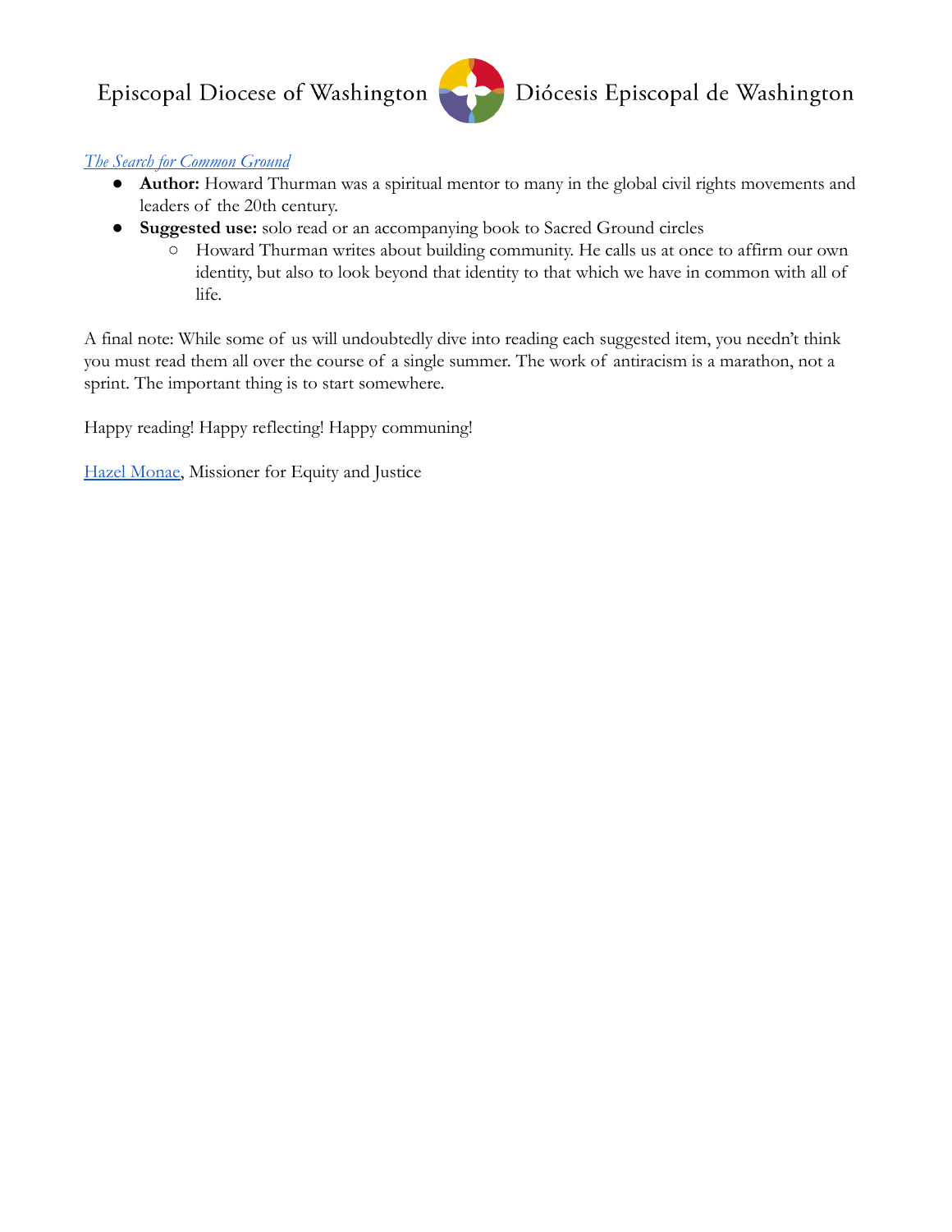*The Search for Common Ground*

- **Author:** Howard Thurman was a spiritual mentor to many in the global civil rights movements and leaders of the 20th century.
- **Suggested use:** solo read or an accompanying book to Sacred Ground circles
  - Howard Thurman writes about building community. He calls us at once to affirm our own identity, but also to look beyond that identity to that which we have in common with all of life.

A final note: While some of us will undoubtedly dive into reading each suggested item, you needn't think you must read them all over the course of a single summer. The work of antiracism is a marathon, not a sprint. The important thing is to start somewhere.

Happy reading! Happy reflecting! Happy communing!

Hazel Monae, Missioner for Equity and Justice